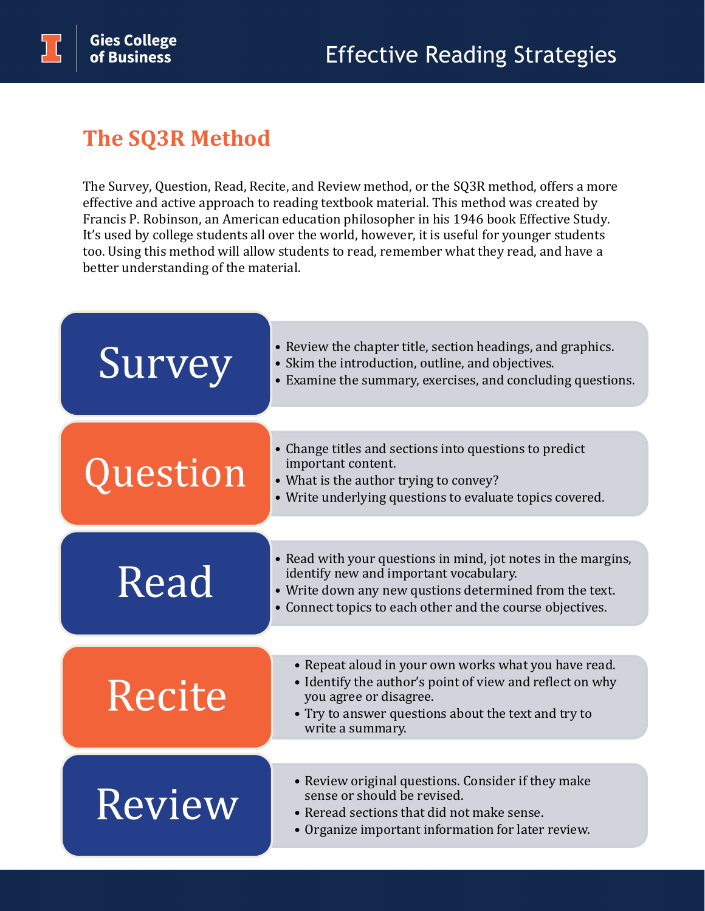# Effective Reading Strategies

## The SQ3R Method

The Survey, Question, Read, Recite, and Review method, or the SQ3R method, offers a more effective and active approach to reading textbook material. This method was created by Francis P. Robinson, an American education philosopher in his 1946 book Effective Study. It's used by college students all over the world, however, it is useful for younger students too. Using this method will allow students to read, remember what they read, and have a better understanding of the material.

### Survey

- Review the chapter title, section headings, and graphics.
- Skim the introduction, outline, and objectives.
- Examine the summary, exercises, and concluding questions.

### Question

- Change titles and sections into questions to predict important content.
- What is the author trying to convey?
- Write underlying questions to evaluate topics covered.

### Read

- Read with your questions in mind, jot notes in the margins, identify new and important vocabulary.
- Write down any new qustions determined from the text.
- Connect topics to each other and the course objectives.

### Recite

- Repeat aloud in your own works what you have read.
- Identify the author's point of view and reflect on why you agree or disagree.
- Try to answer questions about the text and try to write a summary.

### Review

- Review original questions. Consider if they make sense or should be revised.
- Reread sections that did not make sense.
- Organize important information for later review.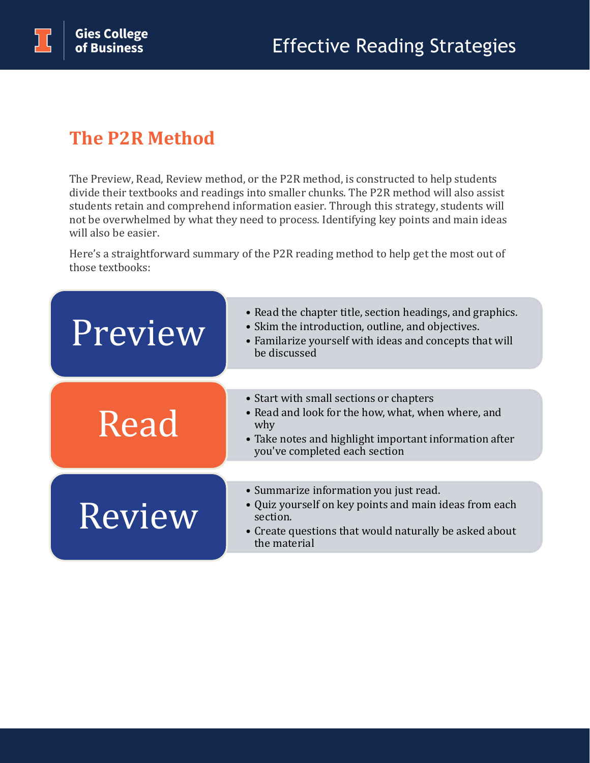## The P2R Method

The Preview, Read, Review method, or the P2R method, is constructed to help students divide their textbooks and readings into smaller chunks. The P2R method will also assist students retain and comprehend information easier. Through this strategy, students will not be overwhelmed by what they need to process. Identifying key points and main ideas will also be easier.

Here's a straightforward summary of the P2R reading method to help get the most out of those textbooks:

### Preview

- Read the chapter title, section headings, and graphics.
- Skim the introduction, outline, and objectives.
- Familarize yourself with ideas and concepts that will be discussed

### Read

- Start with small sections or chapters
- Read and look for the how, what, when where, and why
- Take notes and highlight important information after you've completed each section

### Review

- Summarize information you just read.
- Quiz yourself on key points and main ideas from each section.
- Create questions that would naturally be asked about the material